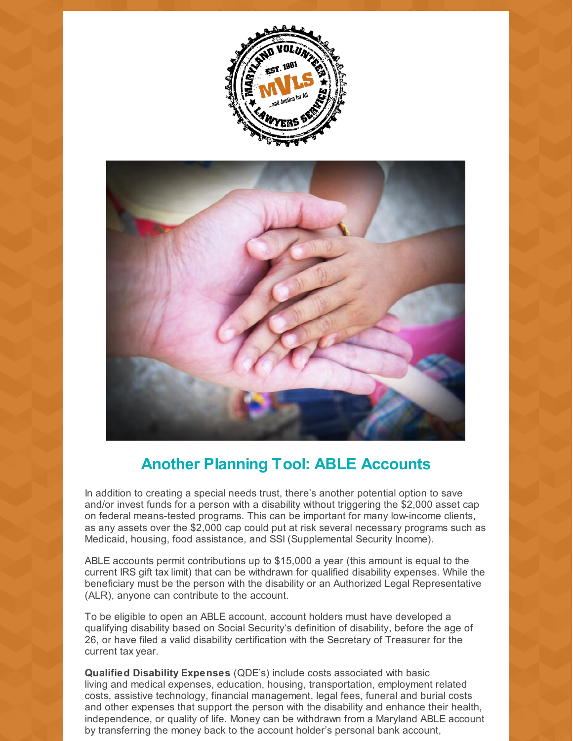## Another Planning Tool: ABLE Accounts

In addition to creating a special needs trust, there's another potential option to save and/or invest funds for a person with a disability without triggering the $2,000 asset cap on federal means-tested programs. This can be important for many low-income clients, as any assets over the $2,000 cap could put at risk several necessary programs such as Medicaid, housing, food assistance, and SSI (Supplemental Security Income).

ABLE accounts permit contributions up to $15,000 a year (this amount is equal to the current IRS gift tax limit) that can be withdrawn for qualified disability expenses. While the beneficiary must be the person with the disability or an Authorized Legal Representative (ALR), anyone can contribute to the account.

To be eligible to open an ABLE account, account holders must have developed a qualifying disability based on Social Security's definition of disability, before the age of 26, or have filed a valid disability certification with the Secretary of Treasurer for the current tax year.

**Qualified Disability Expenses** (QDE's) include costs associated with basic living and medical expenses, education, housing, transportation, employment related costs, assistive technology, financial management, legal fees, funeral and burial costs and other expenses that support the person with the disability and enhance their health, independence, or quality of life. Money can be withdrawn from a Maryland ABLE account by transferring the money back to the account holder's personal bank account,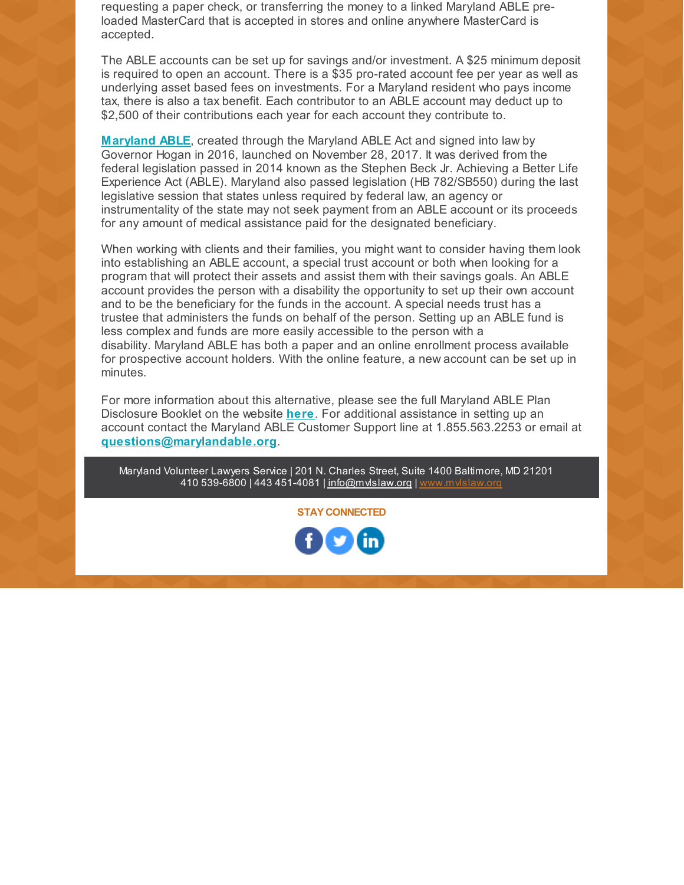requesting a paper check, or transferring the money to a linked Maryland ABLE pre-loaded MasterCard that is accepted in stores and online anywhere MasterCard is accepted.

The ABLE accounts can be set up for savings and/or investment. A $25 minimum deposit is required to open an account. There is a $35 pro-rated account fee per year as well as underlying asset based fees on investments. For a Maryland resident who pays income tax, there is also a tax benefit. Each contributor to an ABLE account may deduct up to $2,500 of their contributions each year for each account they contribute to.

**Maryland ABLE**, created through the Maryland ABLE Act and signed into law by Governor Hogan in 2016, launched on November 28, 2017. It was derived from the federal legislation passed in 2014 known as the Stephen Beck Jr. Achieving a Better Life Experience Act (ABLE). Maryland also passed legislation (HB 782/SB550) during the last legislative session that states unless required by federal law, an agency or instrumentality of the state may not seek payment from an ABLE account or its proceeds for any amount of medical assistance paid for the designated beneficiary.

When working with clients and their families, you might want to consider having them look into establishing an ABLE account, a special trust account or both when looking for a program that will protect their assets and assist them with their savings goals. An ABLE account provides the person with a disability the opportunity to set up their own account and to be the beneficiary for the funds in the account. A special needs trust has a trustee that administers the funds on behalf of the person. Setting up an ABLE fund is less complex and funds are more easily accessible to the person with a disability. Maryland ABLE has both a paper and an online enrollment process available for prospective account holders. With the online feature, a new account can be set up in minutes.

For more information about this alternative, please see the full Maryland ABLE Plan Disclosure Booklet on the website **here**. For additional assistance in setting up an account contact the Maryland ABLE Customer Support line at 1.855.563.2253 or email at **questions@marylandable.org**.

Maryland Volunteer Lawyers Service | 201 N. Charles Street, Suite 1400 Baltimore, MD 21201
410 539-6800 | 443 451-4081 | info@mvlslaw.org | www.mvlslaw.org

STAY CONNECTED